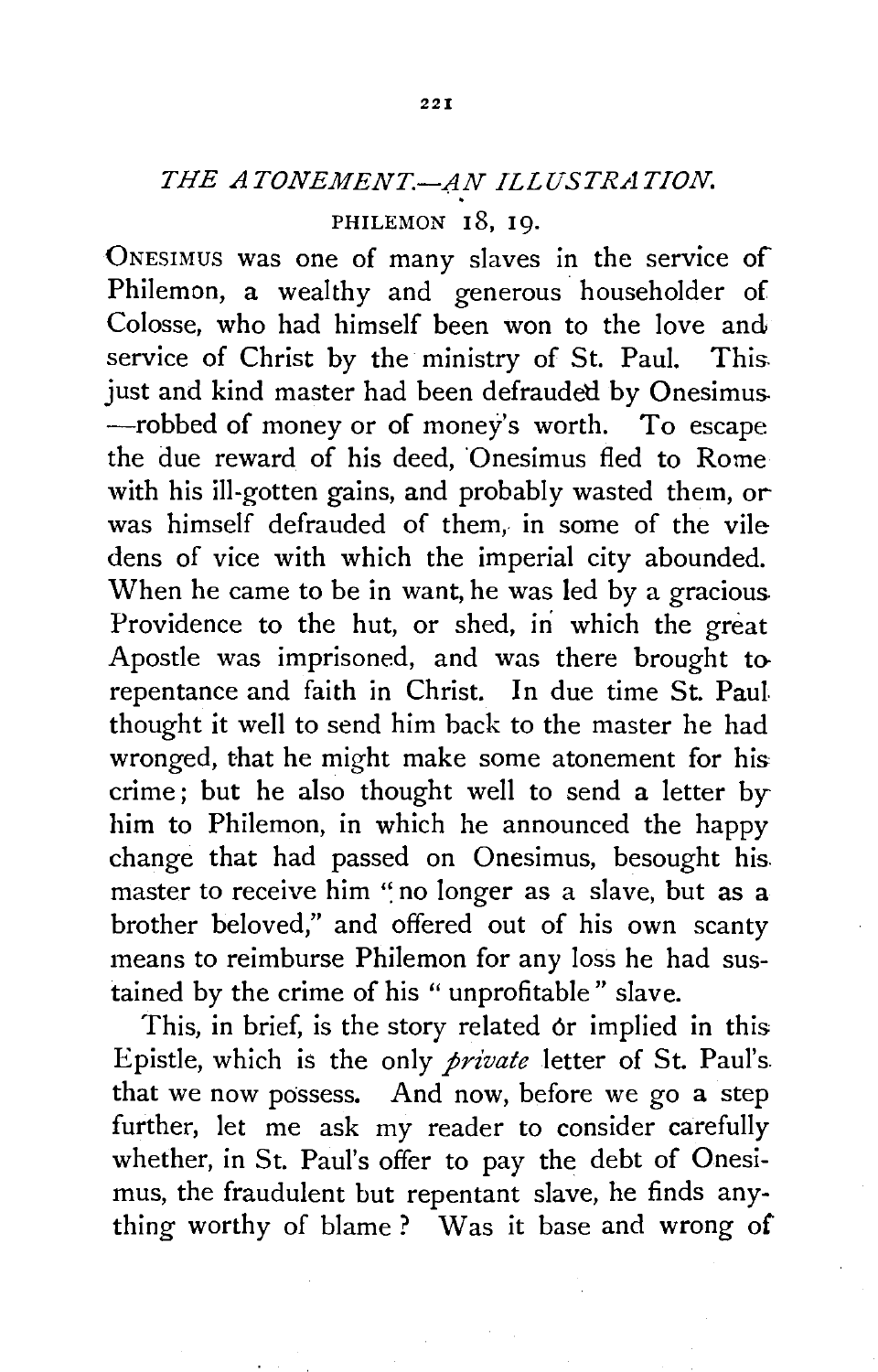## *THE ATONEMENT.—AN ILLUSTRATION.*

PHILEMON 18, 19.

ONESIMUS was one of many slaves in the service of Philemon, a wealthy and generous householder of Colosse, who had himself been won to the love and service of Christ by the ministry of St. Paul. This just and kind master had been defrauded by Onesimus —robbed of money or of money's worth. To escape the due reward of his deed, Onesimus fled to Rome with his ill-gotten gains, and probably wasted them, or was himself defrauded of them, in some of the vile dens of vice with which the imperial city abounded. When he came to be in want, he was led by a gracious Providence to the hut, or shed, in which the great Apostle was imprisoned, and was there brought to repentance and faith in Christ. In due time St. Paul thought it well to send him back to the master he had wronged, that he might make some atonement for his crime; but he also thought well to send a letter by him to Philemon, in which he announced the happy change that had passed on Onesimus, besought his master to receive him "no longer as a slave, but as a brother beloved," and offered out of his own scanty means to reimburse Philemon for any loss he had sustained by the crime of his "unprofitable" slave.

This, in brief, is the story related or implied in this Epistle, which is the only *private* letter of St. Paul's that we now possess. And now, before we go a step further, let me ask my reader to consider carefully whether, in St. Paul's offer to pay the debt of Onesimus, the fraudulent but repentant slave, he finds anything worthy of blame? Was it base and wrong of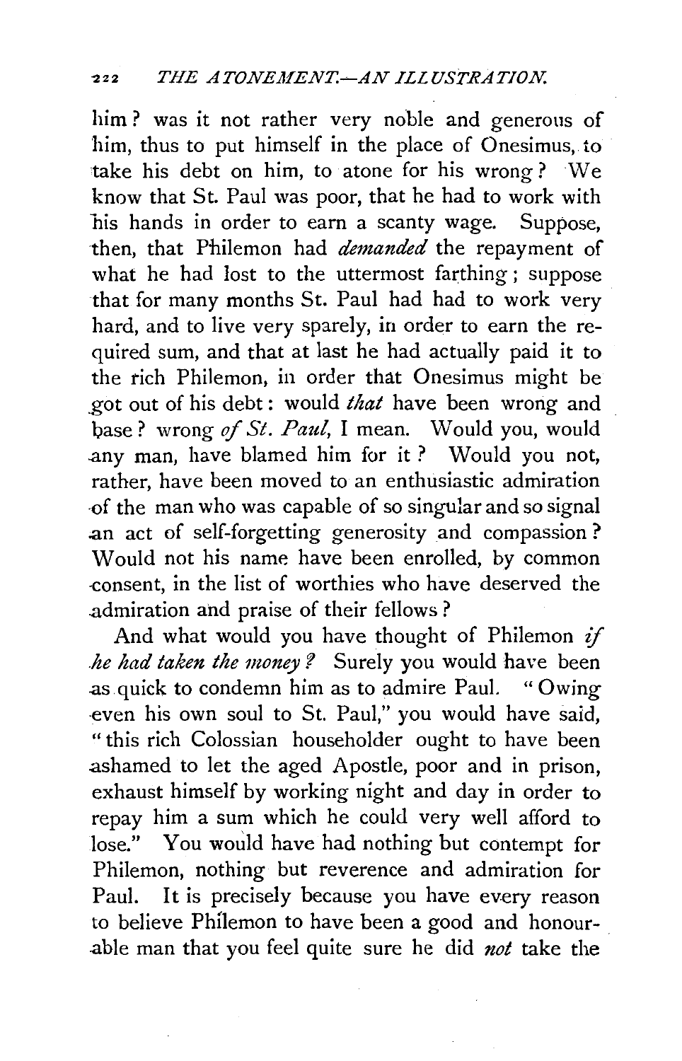him? was it not rather very noble and generous of him, thus to put himself in the place of Onesimus, to take his debt on him, to atone for his wrong? We know that St. Paul was poor, that he had to work with his hands in order to earn a scanty wage. Suppose, then, that Philemon had *demanded* the repayment of what he had lost to the uttermost farthing; suppose that for many months St. Paul had had to work very hard, and to live very sparely, in order to earn the required sum, and that at last he had actually paid it to the rich Philemon, in order that Onesimus might be got out of his debt: would *that* have been wrong and base? wrong *of St. Paul*, I mean. Would you, would any man, have blamed him for it? Would you not, rather, have been moved to an enthusiastic admiration of the man who was capable of so singular and so signal an act of self-forgetting generosity and compassion? Would not his name have been enrolled, by common consent, in the list of worthies who have deserved the admiration and praise of their fellows?

And what would you have thought of Philemon *if he had taken the money?* Surely you would have been as quick to condemn him as to admire Paul. "Owing even his own soul to St. Paul," you would have said, "this rich Colossian householder ought to have been ashamed to let the aged Apostle, poor and in prison, exhaust himself by working night and day in order to repay him a sum which he could very well afford to lose." You would have had nothing but contempt for Philemon, nothing but reverence and admiration for Paul. It is precisely because you have every reason to believe Philemon to have been a good and honourable man that you feel quite sure he did *not* take the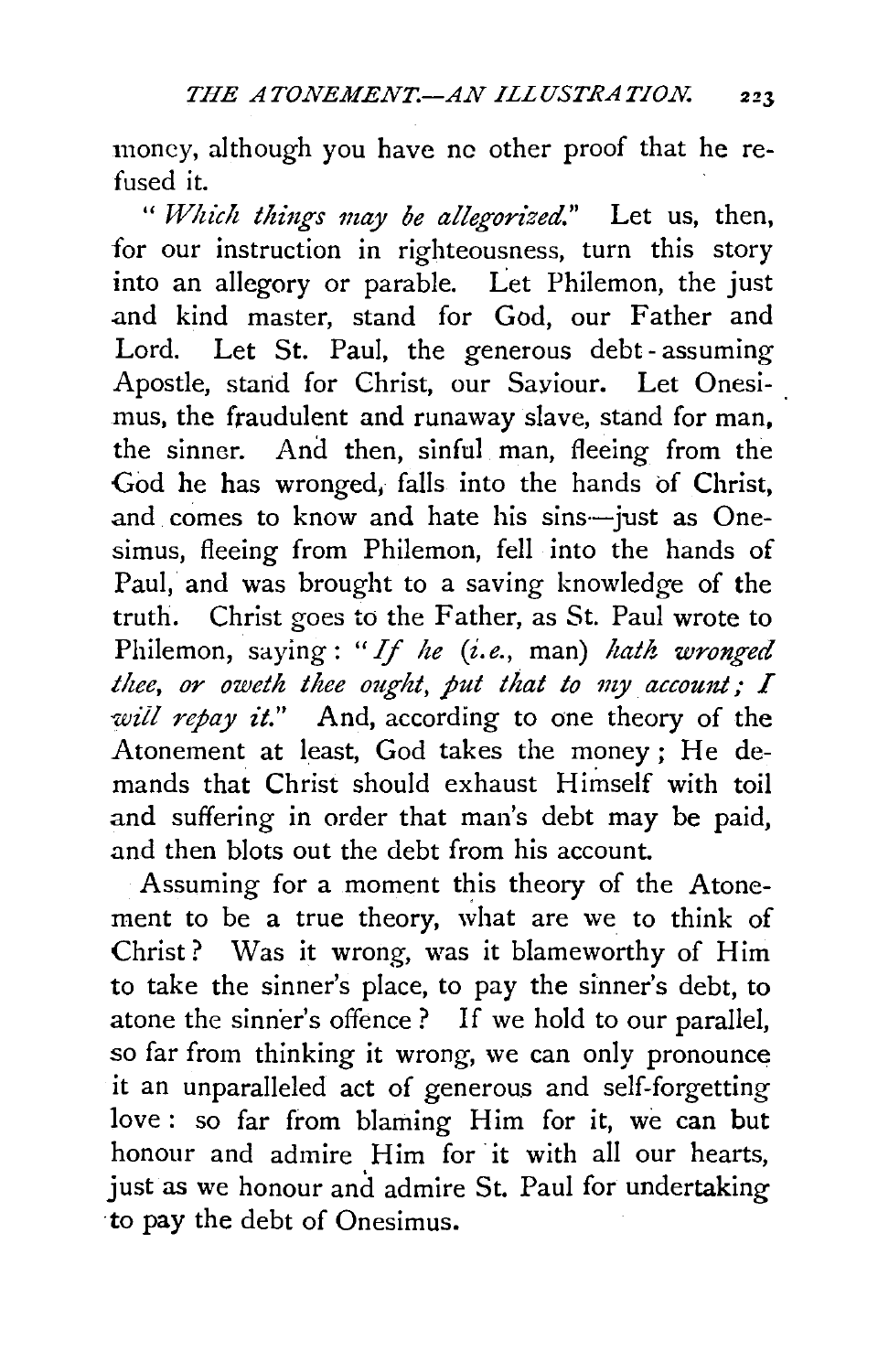money, although you have no other proof that he refused it.

"*Which things may be allegorized.*" Let us, then, for our instruction in righteousness, turn this story into an allegory or parable. Let Philemon, the just and kind master, stand for God, our Father and Lord. Let St. Paul, the generous debt-assuming Apostle, stand for Christ, our Saviour. Let Onesimus, the fraudulent and runaway slave, stand for man, the sinner. And then, sinful man, fleeing from the God he has wronged, falls into the hands of Christ, and comes to know and hate his sins—just as Onesimus, fleeing from Philemon, fell into the hands of Paul, and was brought to a saving knowledge of the truth. Christ goes to the Father, as St. Paul wrote to Philemon, saying: "*If he* (*i.e.*, man) *hath wronged thee, or oweth thee ought, put that to my account; I will repay it.*" And, according to one theory of the Atonement at least, God takes the money; He demands that Christ should exhaust Himself with toil and suffering in order that man's debt may be paid, and then blots out the debt from his account.

Assuming for a moment this theory of the Atonement to be a true theory, what are we to think of Christ? Was it wrong, was it blameworthy of Him to take the sinner's place, to pay the sinner's debt, to atone the sinner's offence? If we hold to our parallel, so far from thinking it wrong, we can only pronounce it an unparalleled act of generous and self-forgetting love: so far from blaming Him for it, we can but honour and admire Him for it with all our hearts, just as we honour and admire St. Paul for undertaking to pay the debt of Onesimus.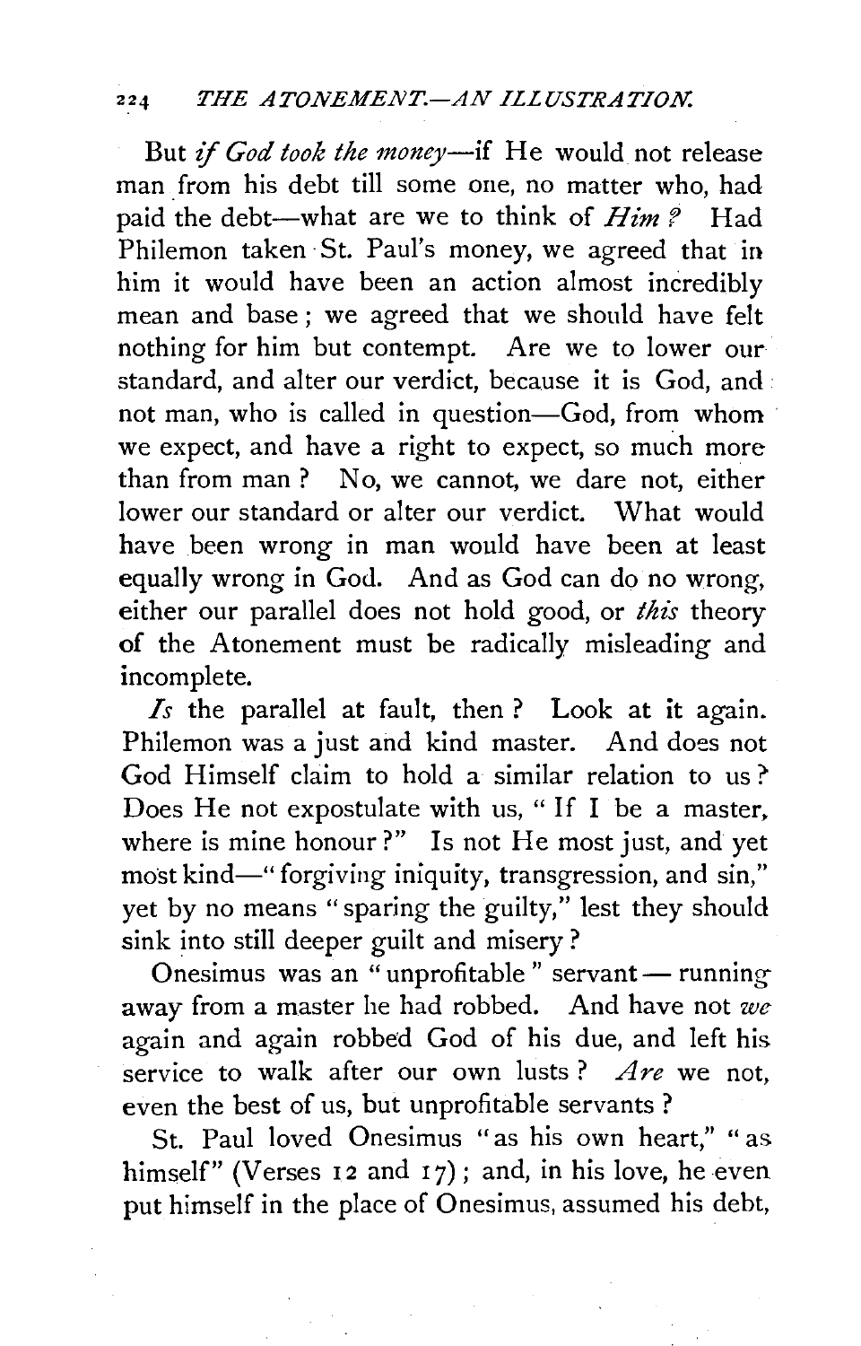But *if God took the money*—if He would not release man from his debt till some one, no matter who, had paid the debt—what are we to think of *Him?* Had Philemon taken St. Paul's money, we agreed that in him it would have been an action almost incredibly mean and base; we agreed that we should have felt nothing for him but contempt. Are we to lower our standard, and alter our verdict, because it is God, and not man, who is called in question—God, from whom we expect, and have a right to expect, so much more than from man? No, we cannot, we dare not, either lower our standard or alter our verdict. What would have been wrong in man would have been at least equally wrong in God. And as God can do no wrong, either our parallel does not hold good, or *this* theory of the Atonement must be radically misleading and incomplete.

*Is* the parallel at fault, then? Look at it again. Philemon was a just and kind master. And does not God Himself claim to hold a similar relation to us? Does He not expostulate with us, "If I be a master, where is mine honour?" Is not He most just, and yet most kind—"forgiving iniquity, transgression, and sin," yet by no means "sparing the guilty," lest they should sink into still deeper guilt and misery?

Onesimus was an "unprofitable" servant — running away from a master he had robbed. And have not *we* again and again robbed God of his due, and left his service to walk after our own lusts? *Are* we not, even the best of us, but unprofitable servants?

St. Paul loved Onesimus "as his own heart," "as himself" (Verses 12 and 17); and, in his love, he even put himself in the place of Onesimus, assumed his debt,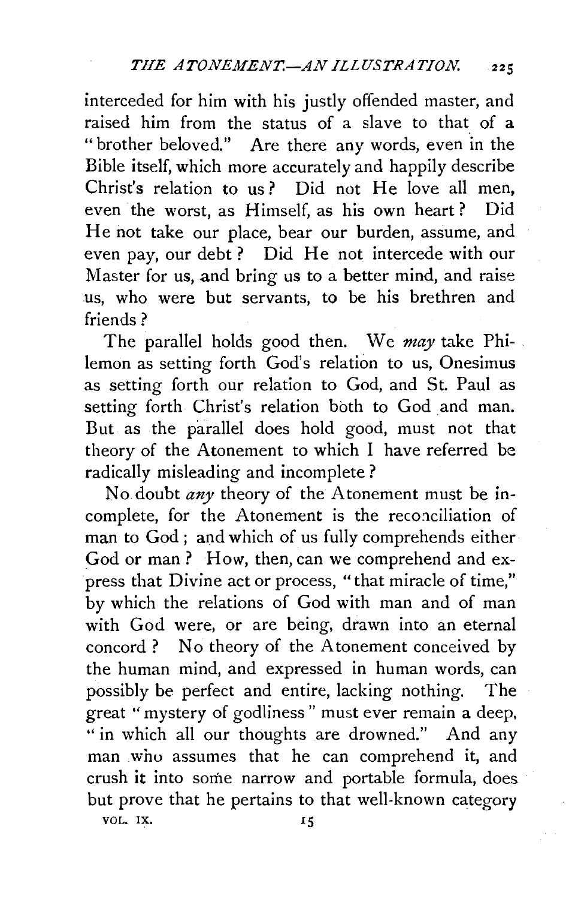interceded for him with his justly offended master, and raised him from the status of a slave to that of a "brother beloved." Are there any words, even in the Bible itself, which more accurately and happily describe Christ's relation to us? Did not He love all men, even the worst, as Himself, as his own heart? Did He not take our place, bear our burden, assume, and even pay, our debt? Did He not intercede with our Master for us, and bring us to a better mind, and raise us, who were but servants, to be his brethren and friends?

The parallel holds good then. We *may* take Philemon as setting forth God's relation to us, Onesimus as setting forth our relation to God, and St. Paul as setting forth Christ's relation both to God and man. But as the parallel does hold good, must not that theory of the Atonement to which I have referred be radically misleading and incomplete?

No doubt *any* theory of the Atonement must be incomplete, for the Atonement is the reconciliation of man to God; and which of us fully comprehends either God or man? How, then, can we comprehend and express that Divine act or process, "that miracle of time," by which the relations of God with man and of man with God were, or are being, drawn into an eternal concord? No theory of the Atonement conceived by the human mind, and expressed in human words, can possibly be perfect and entire, lacking nothing. The great "mystery of godliness" must ever remain a deep, "in which all our thoughts are drowned." And any man who assumes that he can comprehend it, and crush it into some narrow and portable formula, does but prove that he pertains to that well-known category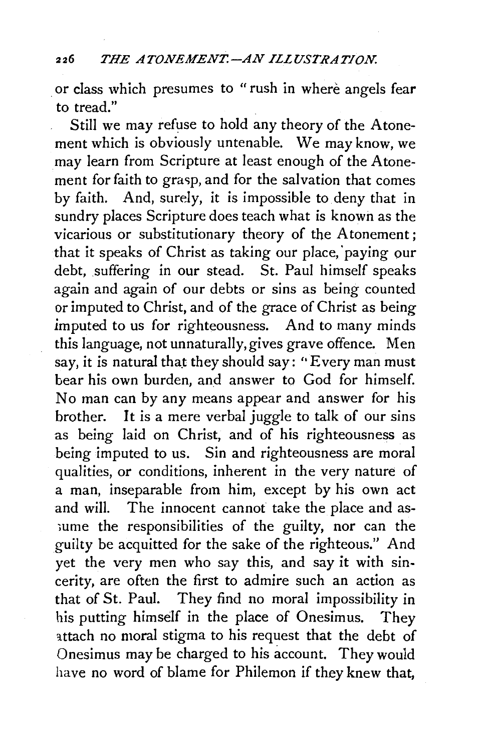or class which presumes to "rush in where angels fear to tread."

Still we may refuse to hold any theory of the Atonement which is obviously untenable. We may know, we may learn from Scripture at least enough of the Atonement for faith to grasp, and for the salvation that comes by faith. And, surely, it is impossible to deny that in sundry places Scripture does teach what is known as the vicarious or substitutionary theory of the Atonement; that it speaks of Christ as taking our place, paying our debt, suffering in our stead. St. Paul himself speaks again and again of our debts or sins as being counted or imputed to Christ, and of the grace of Christ as being imputed to us for righteousness. And to many minds this language, not unnaturally, gives grave offence. Men say, it is natural that they should say: "Every man must bear his own burden, and answer to God for himself. No man can by any means appear and answer for his brother. It is a mere verbal juggle to talk of our sins as being laid on Christ, and of his righteousness as being imputed to us. Sin and righteousness are moral qualities, or conditions, inherent in the very nature of a man, inseparable from him, except by his own act and will. The innocent cannot take the place and assume the responsibilities of the guilty, nor can the guilty be acquitted for the sake of the righteous." And yet the very men who say this, and say it with sincerity, are often the first to admire such an action as that of St. Paul. They find no moral impossibility in his putting himself in the place of Onesimus. They attach no moral stigma to his request that the debt of Onesimus may be charged to his account. They would have no word of blame for Philemon if they knew that,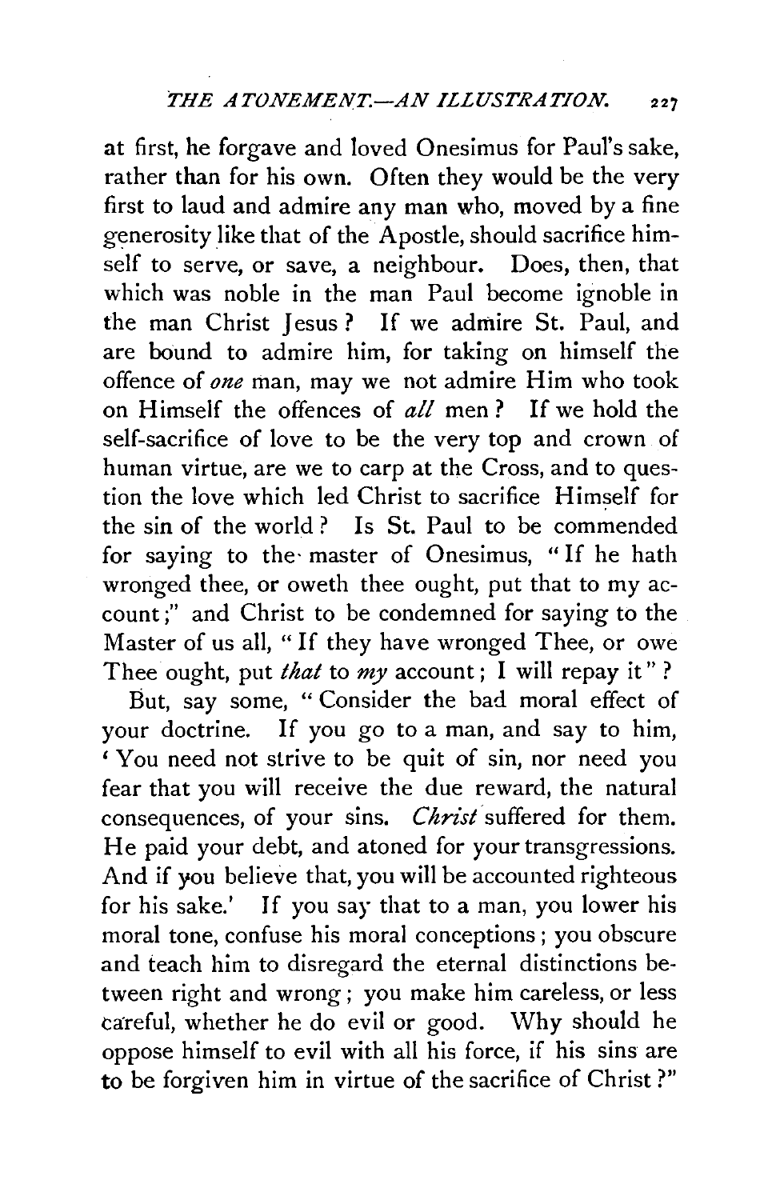at first, he forgave and loved Onesimus for Paul's sake, rather than for his own. Often they would be the very first to laud and admire any man who, moved by a fine generosity like that of the Apostle, should sacrifice himself to serve, or save, a neighbour. Does, then, that which was noble in the man Paul become ignoble in the man Christ Jesus? If we admire St. Paul, and are bound to admire him, for taking on himself the offence of *one* man, may we not admire Him who took on Himself the offences of *all* men? If we hold the self-sacrifice of love to be the very top and crown of human virtue, are we to carp at the Cross, and to question the love which led Christ to sacrifice Himself for the sin of the world? Is St. Paul to be commended for saying to the master of Onesimus, "If he hath wronged thee, or oweth thee ought, put that to my account;" and Christ to be condemned for saying to the Master of us all, "If they have wronged Thee, or owe Thee ought, put *that* to *my* account; I will repay it"?

But, say some, "Consider the bad moral effect of your doctrine. If you go to a man, and say to him, 'You need not strive to be quit of sin, nor need you fear that you will receive the due reward, the natural consequences, of your sins. *Christ* suffered for them. He paid your debt, and atoned for your transgressions. And if you believe that, you will be accounted righteous for his sake.' If you say that to a man, you lower his moral tone, confuse his moral conceptions; you obscure and teach him to disregard the eternal distinctions between right and wrong; you make him careless, or less careful, whether he do evil or good. Why should he oppose himself to evil with all his force, if his sins are to be forgiven him in virtue of the sacrifice of Christ?"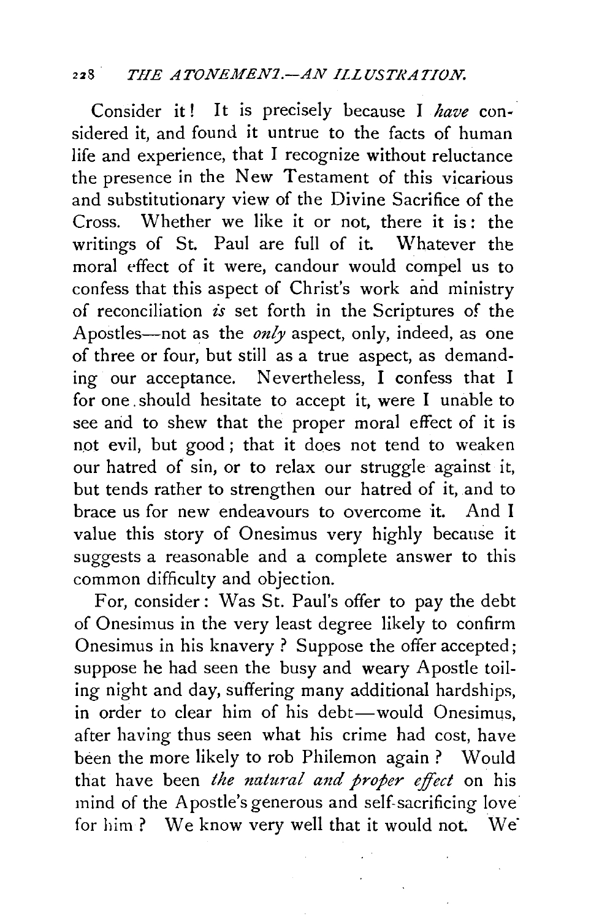Consider it! It is precisely because I *have* considered it, and found it untrue to the facts of human life and experience, that I recognize without reluctance the presence in the New Testament of this vicarious and substitutionary view of the Divine Sacrifice of the Cross. Whether we like it or not, there it is: the writings of St. Paul are full of it. Whatever the moral effect of it were, candour would compel us to confess that this aspect of Christ's work and ministry of reconciliation *is* set forth in the Scriptures of the Apostles—not as the *only* aspect, only, indeed, as one of three or four, but still as a true aspect, as demanding our acceptance. Nevertheless, I confess that I for one should hesitate to accept it, were I unable to see and to shew that the proper moral effect of it is not evil, but good; that it does not tend to weaken our hatred of sin, or to relax our struggle against it, but tends rather to strengthen our hatred of it, and to brace us for new endeavours to overcome it. And I value this story of Onesimus very highly because it suggests a reasonable and a complete answer to this common difficulty and objection.

For, consider: Was St. Paul's offer to pay the debt of Onesimus in the very least degree likely to confirm Onesimus in his knavery? Suppose the offer accepted; suppose he had seen the busy and weary Apostle toiling night and day, suffering many additional hardships, in order to clear him of his debt—would Onesimus, after having thus seen what his crime had cost, have been the more likely to rob Philemon again? Would that have been *the natural and proper effect* on his mind of the Apostle's generous and self-sacrificing love for him? We know very well that it would not. We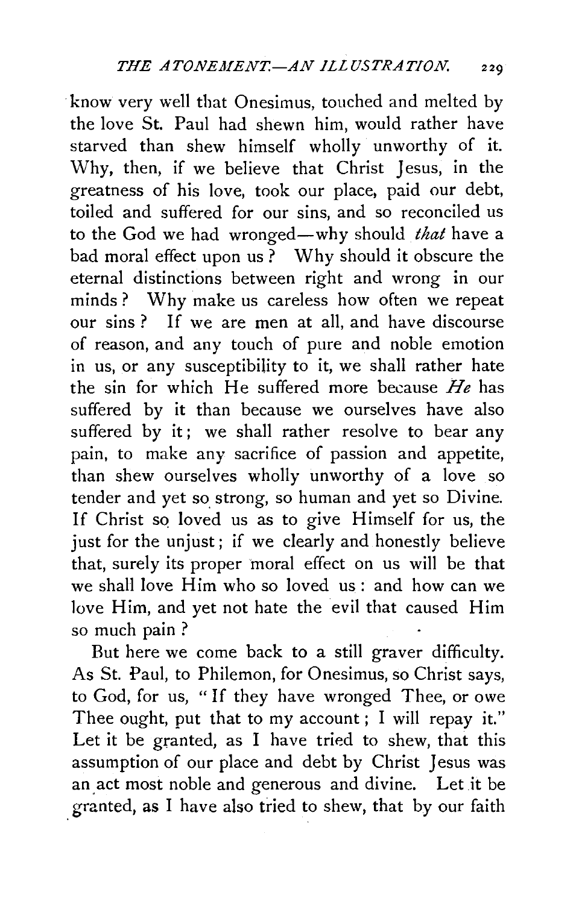know very well that Onesimus, touched and melted by the love St. Paul had shewn him, would rather have starved than shew himself wholly unworthy of it. Why, then, if we believe that Christ Jesus, in the greatness of his love, took our place, paid our debt, toiled and suffered for our sins, and so reconciled us to the God we had wronged—why should *that* have a bad moral effect upon us? Why should it obscure the eternal distinctions between right and wrong in our minds? Why make us careless how often we repeat our sins? If we are men at all, and have discourse of reason, and any touch of pure and noble emotion in us, or any susceptibility to it, we shall rather hate the sin for which He suffered more because *He* has suffered by it than because we ourselves have also suffered by it; we shall rather resolve to bear any pain, to make any sacrifice of passion and appetite, than shew ourselves wholly unworthy of a love so tender and yet so strong, so human and yet so Divine. If Christ so loved us as to give Himself for us, the just for the unjust; if we clearly and honestly believe that, surely its proper moral effect on us will be that we shall love Him who so loved us: and how can we love Him, and yet not hate the evil that caused Him so much pain?

But here we come back to a still graver difficulty. As St. Paul, to Philemon, for Onesimus, so Christ says, to God, for us, "If they have wronged Thee, or owe Thee ought, put that to my account; I will repay it." Let it be granted, as I have tried to shew, that this assumption of our place and debt by Christ Jesus was an act most noble and generous and divine. Let it be granted, as I have also tried to shew, that by our faith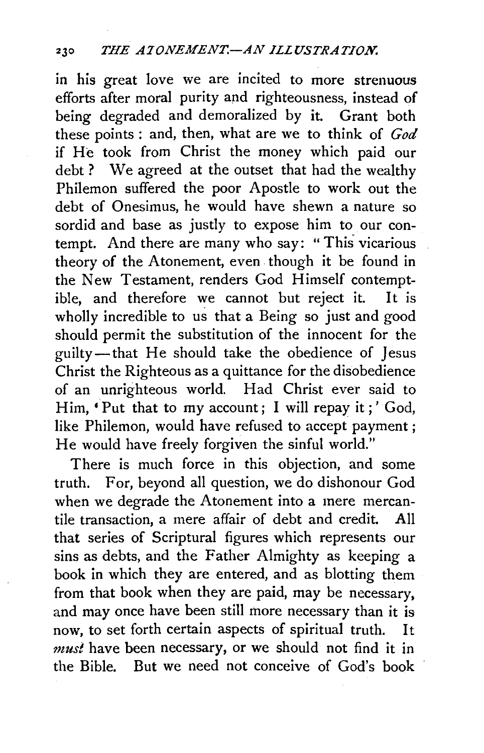in his great love we are incited to more strenuous efforts after moral purity and righteousness, instead of being degraded and demoralized by it. Grant both these points: and, then, what are we to think of *God* if He took from Christ the money which paid our debt? We agreed at the outset that had the wealthy Philemon suffered the poor Apostle to work out the debt of Onesimus, he would have shewn a nature so sordid and base as justly to expose him to our contempt. And there are many who say: "This vicarious theory of the Atonement, even though it be found in the New Testament, renders God Himself contemptible, and therefore we cannot but reject it. It is wholly incredible to us that a Being so just and good should permit the substitution of the innocent for the guilty—that He should take the obedience of Jesus Christ the Righteous as a quittance for the disobedience of an unrighteous world. Had Christ ever said to Him, 'Put that to my account; I will repay it;' God, like Philemon, would have refused to accept payment; He would have freely forgiven the sinful world."

There is much force in this objection, and some truth. For, beyond all question, we do dishonour God when we degrade the Atonement into a mere mercantile transaction, a mere affair of debt and credit. All that series of Scriptural figures which represents our sins as debts, and the Father Almighty as keeping a book in which they are entered, and as blotting them from that book when they are paid, may be necessary, and may once have been still more necessary than it is now, to set forth certain aspects of spiritual truth. It *must* have been necessary, or we should not find it in the Bible. But we need not conceive of God's book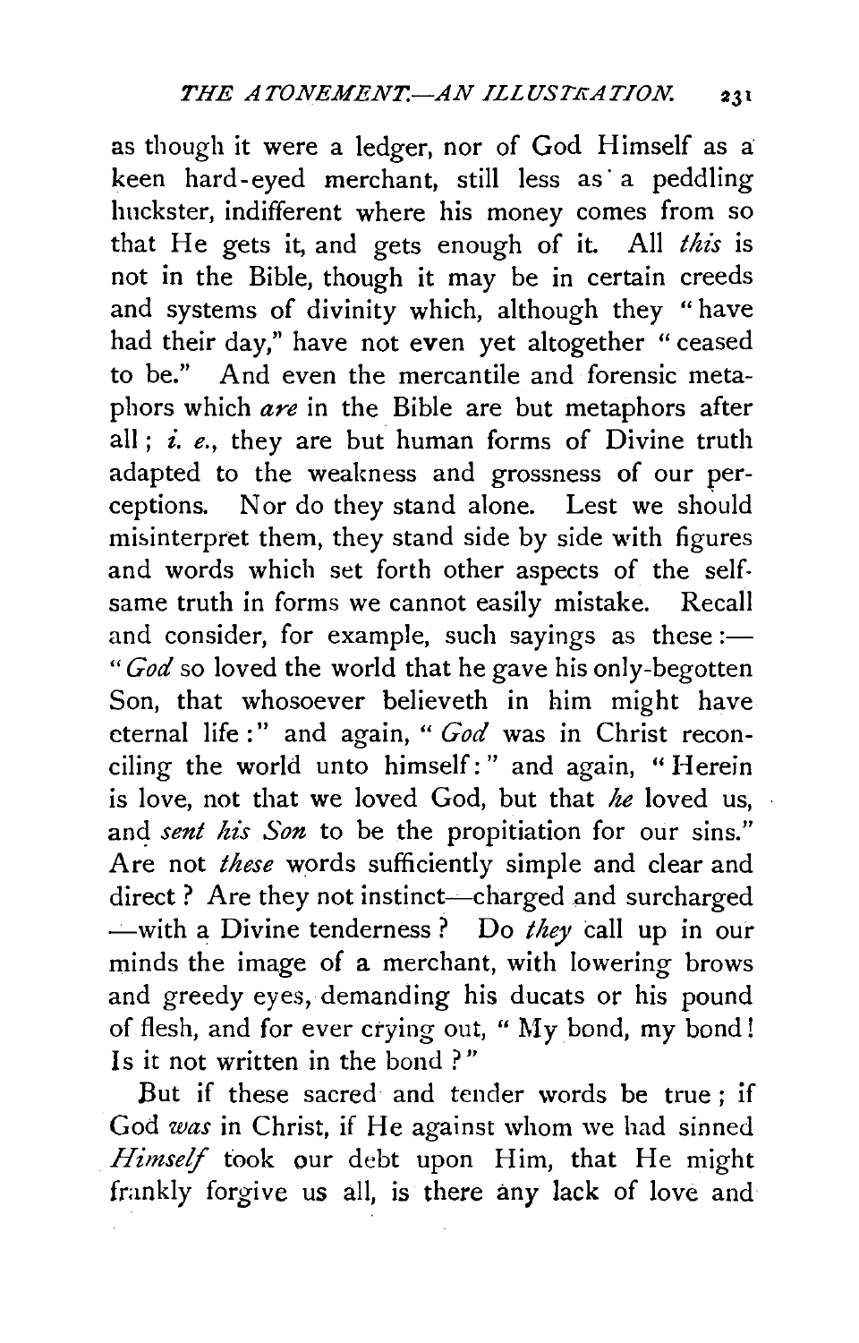as though it were a ledger, nor of God Himself as a keen hard-eyed merchant, still less as a peddling huckster, indifferent where his money comes from so that He gets it, and gets enough of it. All *this* is not in the Bible, though it may be in certain creeds and systems of divinity which, although they "have had their day," have not even yet altogether "ceased to be." And even the mercantile and forensic metaphors which *are* in the Bible are but metaphors after all; *i. e.*, they are but human forms of Divine truth adapted to the weakness and grossness of our perceptions. Nor do they stand alone. Lest we should misinterpret them, they stand side by side with figures and words which set forth other aspects of the self-same truth in forms we cannot easily mistake. Recall and consider, for example, such sayings as these:—"*God* so loved the world that he gave his only-begotten Son, that whosoever believeth in him might have eternal life:" and again, "*God* was in Christ reconciling the world unto himself:" and again, "Herein is love, not that we loved God, but that *he* loved us, and *sent his Son* to be the propitiation for our sins." Are not *these* words sufficiently simple and clear and direct? Are they not instinct—charged and surcharged—with a Divine tenderness? Do *they* call up in our minds the image of a merchant, with lowering brows and greedy eyes, demanding his ducats or his pound of flesh, and for ever crying out, "My bond, my bond! Is it not written in the bond?"

But if these sacred and tender words be true; if God *was* in Christ, if He against whom we had sinned *Himself* took our debt upon Him, that He might frankly forgive us all, is there any lack of love and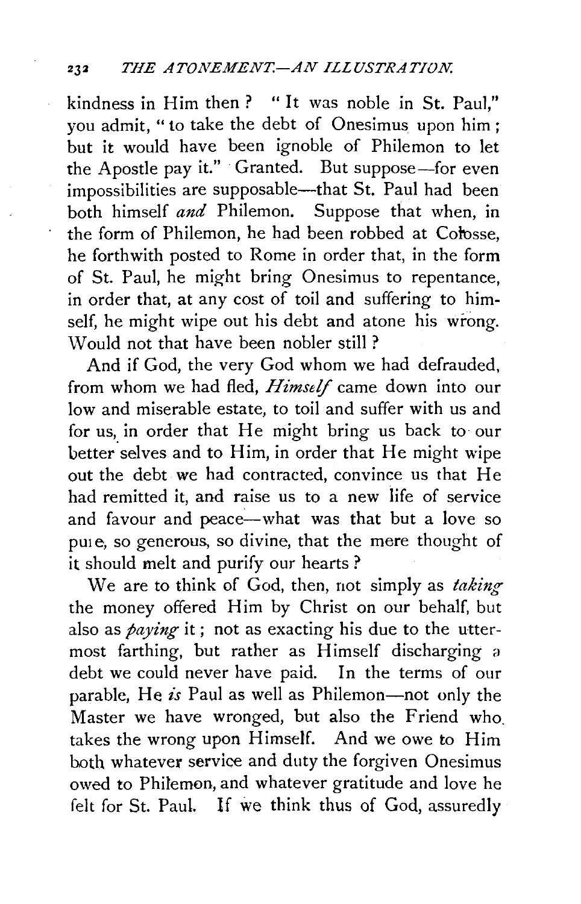kindness in Him then? "It was noble in St. Paul," you admit, "to take the debt of Onesimus upon him; but it would have been ignoble of Philemon to let the Apostle pay it." Granted. But suppose—for even impossibilities are supposable—that St. Paul had been both himself *and* Philemon. Suppose that when, in the form of Philemon, he had been robbed at Colosse, he forthwith posted to Rome in order that, in the form of St. Paul, he might bring Onesimus to repentance, in order that, at any cost of toil and suffering to himself, he might wipe out his debt and atone his wrong. Would not that have been nobler still?

And if God, the very God whom we had defrauded, from whom we had fled, *Himself* came down into our low and miserable estate, to toil and suffer with us and for us, in order that He might bring us back to our better selves and to Him, in order that He might wipe out the debt we had contracted, convince us that He had remitted it, and raise us to a new life of service and favour and peace—what was that but a love so pure, so generous, so divine, that the mere thought of it should melt and purify our hearts?

We are to think of God, then, not simply as *taking* the money offered Him by Christ on our behalf, but also as *paying* it; not as exacting his due to the uttermost farthing, but rather as Himself discharging a debt we could never have paid. In the terms of our parable, He *is* Paul as well as Philemon—not only the Master we have wronged, but also the Friend who takes the wrong upon Himself. And we owe to Him both whatever service and duty the forgiven Onesimus owed to Philemon, and whatever gratitude and love he felt for St. Paul. If we think thus of God, assuredly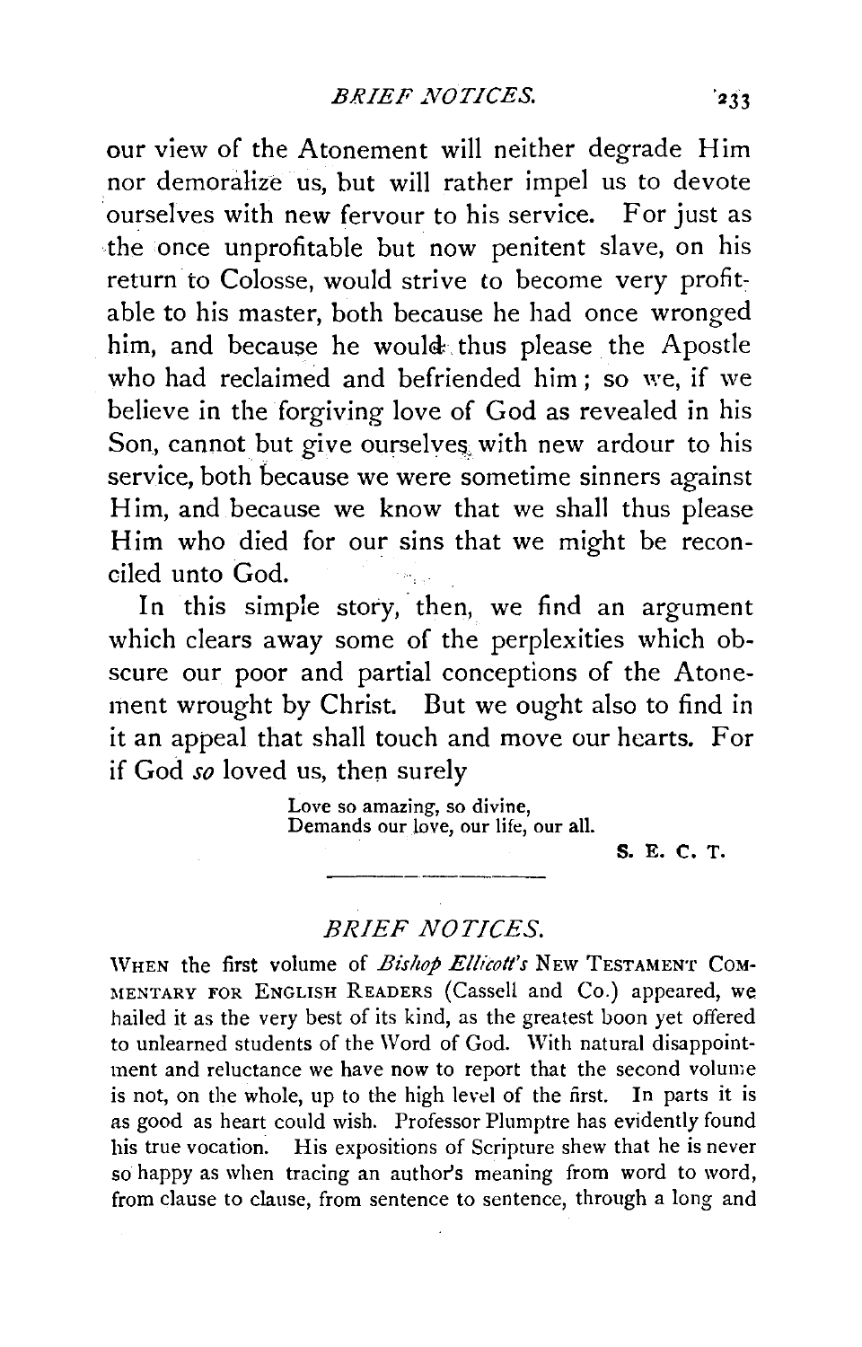our view of the Atonement will neither degrade Him nor demoralize us, but will rather impel us to devote ourselves with new fervour to his service. For just as the once unprofitable but now penitent slave, on his return to Colosse, would strive to become very profitable to his master, both because he had once wronged him, and because he would thus please the Apostle who had reclaimed and befriended him; so we, if we believe in the forgiving love of God as revealed in his Son, cannot but give ourselves with new ardour to his service, both because we were sometime sinners against Him, and because we know that we shall thus please Him who died for our sins that we might be reconciled unto God.

In this simple story, then, we find an argument which clears away some of the perplexities which obscure our poor and partial conceptions of the Atonement wrought by Christ. But we ought also to find in it an appeal that shall touch and move our hearts. For if God *so* loved us, then surely

> Love so amazing, so divine,
> Demands our love, our life, our all.

**S. E. C. T.**

---

## *BRIEF NOTICES.*

WHEN the first volume of *Bishop Ellicott's* NEW TESTAMENT COMMENTARY FOR ENGLISH READERS (Cassell and Co.) appeared, we hailed it as the very best of its kind, as the greatest boon yet offered to unlearned students of the Word of God. With natural disappointment and reluctance we have now to report that the second volume is not, on the whole, up to the high level of the first. In parts it is as good as heart could wish. Professor Plumptre has evidently found his true vocation. His expositions of Scripture shew that he is never so happy as when tracing an author's meaning from word to word, from clause to clause, from sentence to sentence, through a long and